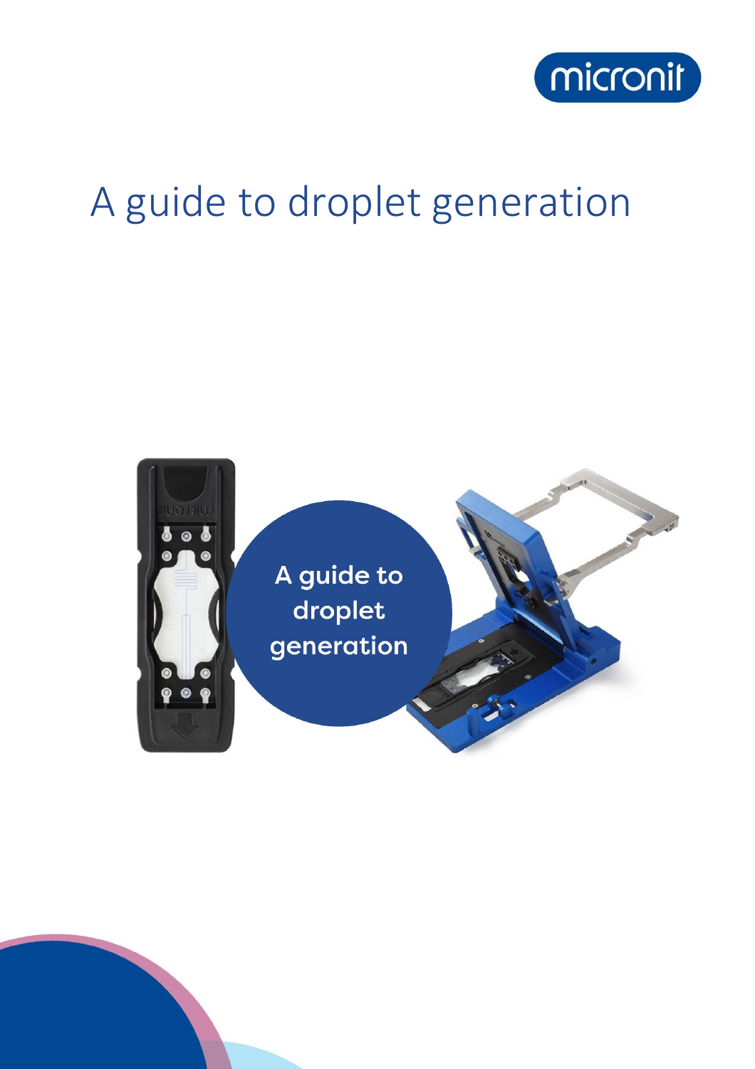micronit

# A guide to droplet generation

A guide to droplet generation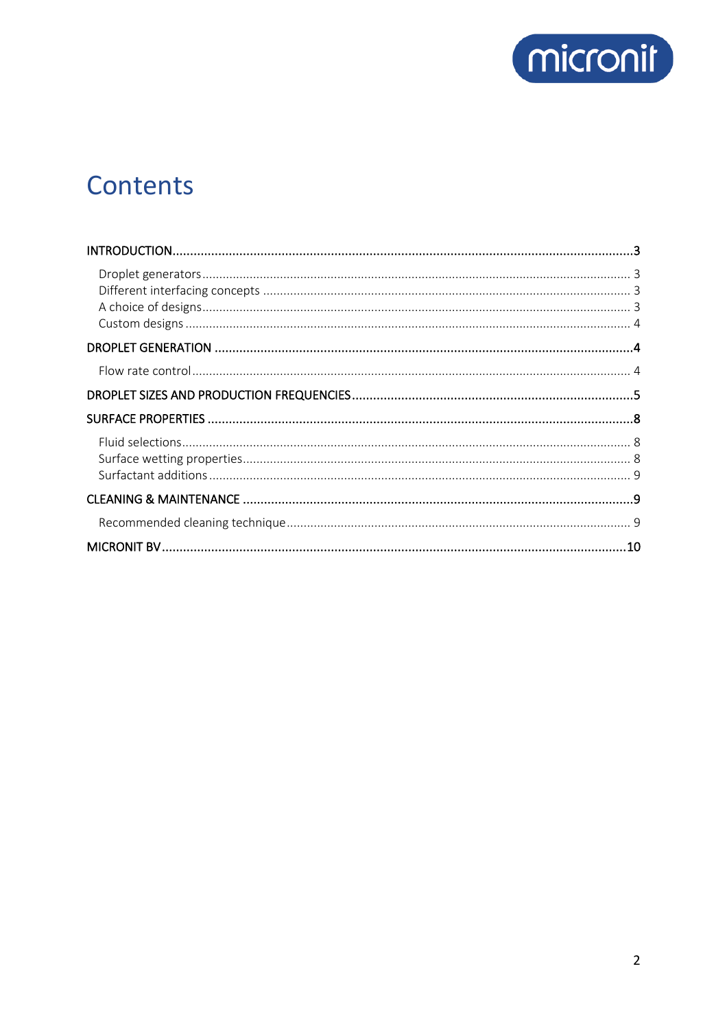# Contents

- INTRODUCTION .......... 3
  - Droplet generators .......... 3
  - Different interfacing concepts .......... 3
  - A choice of designs .......... 3
  - Custom designs .......... 4
- DROPLET GENERATION .......... 4
  - Flow rate control .......... 4
- DROPLET SIZES AND PRODUCTION FREQUENCIES .......... 5
- SURFACE PROPERTIES .......... 8
  - Fluid selections .......... 8
  - Surface wetting properties .......... 8
  - Surfactant additions .......... 9
- CLEANING & MAINTENANCE .......... 9
  - Recommended cleaning technique .......... 9
- MICRONIT BV .......... 10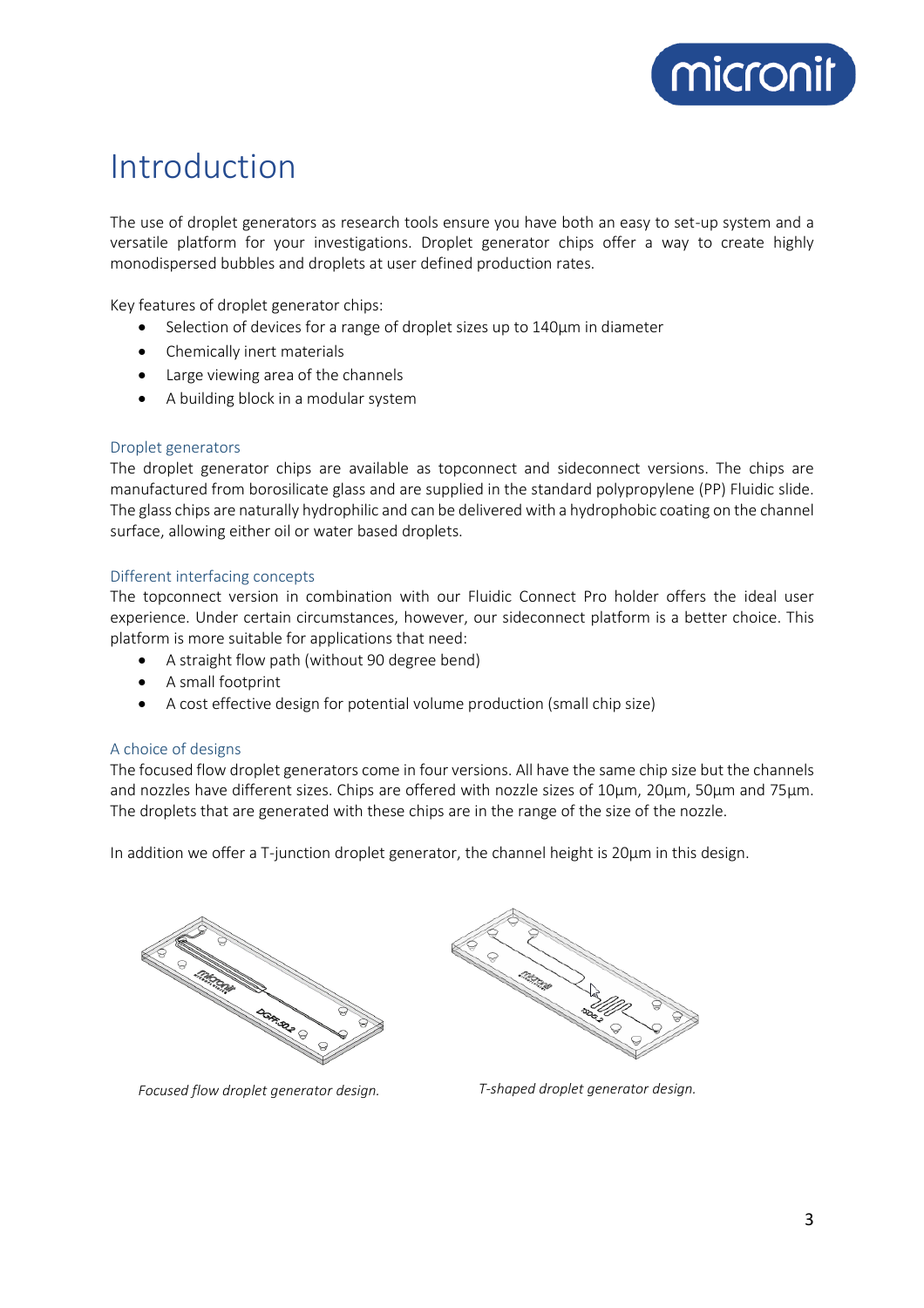# Introduction

The use of droplet generators as research tools ensure you have both an easy to set-up system and a versatile platform for your investigations. Droplet generator chips offer a way to create highly monodispersed bubbles and droplets at user defined production rates.

Key features of droplet generator chips:

- Selection of devices for a range of droplet sizes up to 140µm in diameter
- Chemically inert materials
- Large viewing area of the channels
- A building block in a modular system

### Droplet generators

The droplet generator chips are available as topconnect and sideconnect versions. The chips are manufactured from borosilicate glass and are supplied in the standard polypropylene (PP) Fluidic slide. The glass chips are naturally hydrophilic and can be delivered with a hydrophobic coating on the channel surface, allowing either oil or water based droplets.

### Different interfacing concepts

The topconnect version in combination with our Fluidic Connect Pro holder offers the ideal user experience. Under certain circumstances, however, our sideconnect platform is a better choice. This platform is more suitable for applications that need:

- A straight flow path (without 90 degree bend)
- A small footprint
- A cost effective design for potential volume production (small chip size)

### A choice of designs

The focused flow droplet generators come in four versions. All have the same chip size but the channels and nozzles have different sizes. Chips are offered with nozzle sizes of 10µm, 20µm, 50µm and 75µm. The droplets that are generated with these chips are in the range of the size of the nozzle.

In addition we offer a T-junction droplet generator, the channel height is 20µm in this design.

*Focused flow droplet generator design.*

*T-shaped droplet generator design.*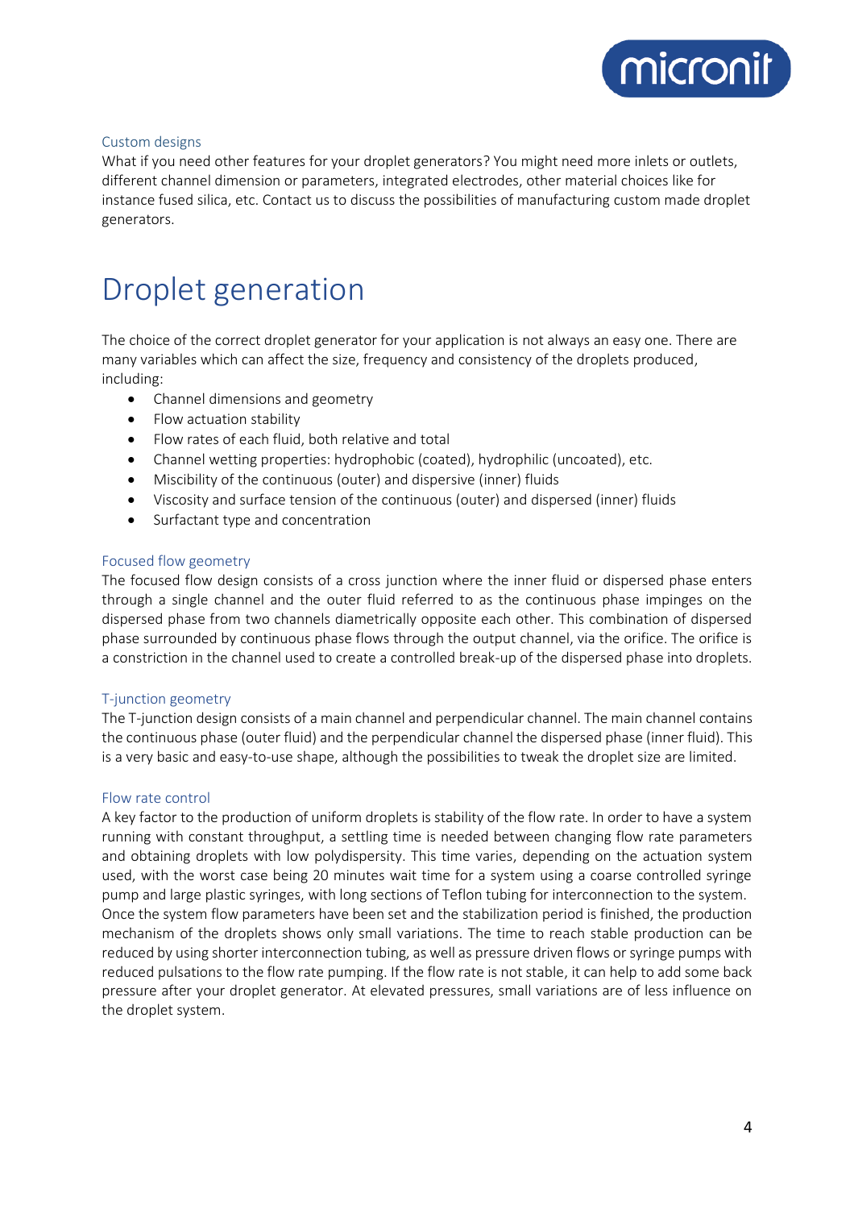### Custom designs

What if you need other features for your droplet generators? You might need more inlets or outlets, different channel dimension or parameters, integrated electrodes, other material choices like for instance fused silica, etc. Contact us to discuss the possibilities of manufacturing custom made droplet generators.

# Droplet generation

The choice of the correct droplet generator for your application is not always an easy one. There are many variables which can affect the size, frequency and consistency of the droplets produced, including:

- Channel dimensions and geometry
- Flow actuation stability
- Flow rates of each fluid, both relative and total
- Channel wetting properties: hydrophobic (coated), hydrophilic (uncoated), etc.
- Miscibility of the continuous (outer) and dispersive (inner) fluids
- Viscosity and surface tension of the continuous (outer) and dispersed (inner) fluids
- Surfactant type and concentration

### Focused flow geometry

The focused flow design consists of a cross junction where the inner fluid or dispersed phase enters through a single channel and the outer fluid referred to as the continuous phase impinges on the dispersed phase from two channels diametrically opposite each other. This combination of dispersed phase surrounded by continuous phase flows through the output channel, via the orifice. The orifice is a constriction in the channel used to create a controlled break-up of the dispersed phase into droplets.

### T-junction geometry

The T-junction design consists of a main channel and perpendicular channel. The main channel contains the continuous phase (outer fluid) and the perpendicular channel the dispersed phase (inner fluid). This is a very basic and easy-to-use shape, although the possibilities to tweak the droplet size are limited.

### Flow rate control

A key factor to the production of uniform droplets is stability of the flow rate. In order to have a system running with constant throughput, a settling time is needed between changing flow rate parameters and obtaining droplets with low polydispersity. This time varies, depending on the actuation system used, with the worst case being 20 minutes wait time for a system using a coarse controlled syringe pump and large plastic syringes, with long sections of Teflon tubing for interconnection to the system.
Once the system flow parameters have been set and the stabilization period is finished, the production mechanism of the droplets shows only small variations. The time to reach stable production can be reduced by using shorter interconnection tubing, as well as pressure driven flows or syringe pumps with reduced pulsations to the flow rate pumping. If the flow rate is not stable, it can help to add some back pressure after your droplet generator. At elevated pressures, small variations are of less influence on the droplet system.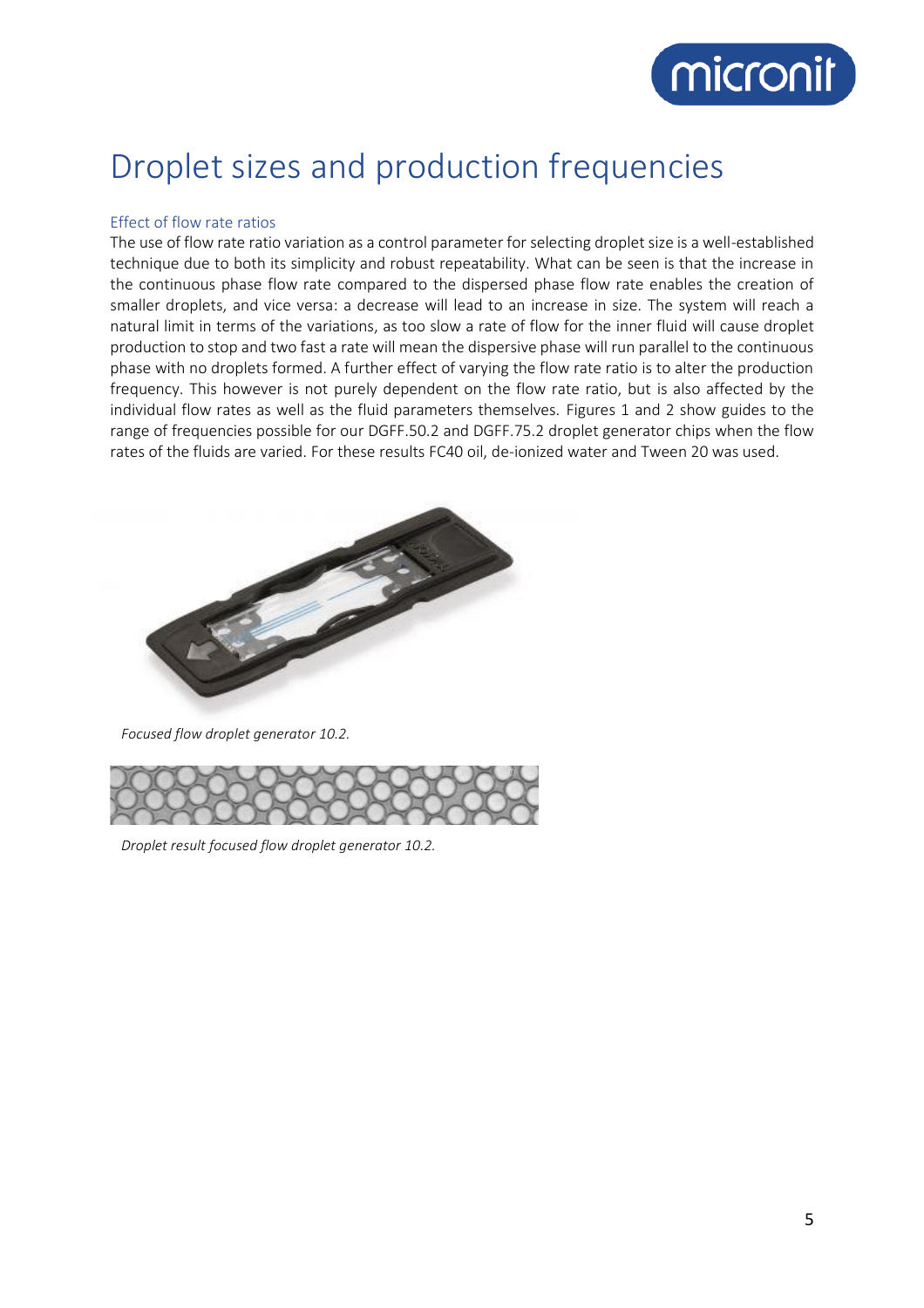# Droplet sizes and production frequencies

## Effect of flow rate ratios

The use of flow rate ratio variation as a control parameter for selecting droplet size is a well-established technique due to both its simplicity and robust repeatability. What can be seen is that the increase in the continuous phase flow rate compared to the dispersed phase flow rate enables the creation of smaller droplets, and vice versa: a decrease will lead to an increase in size. The system will reach a natural limit in terms of the variations, as too slow a rate of flow for the inner fluid will cause droplet production to stop and two fast a rate will mean the dispersive phase will run parallel to the continuous phase with no droplets formed. A further effect of varying the flow rate ratio is to alter the production frequency. This however is not purely dependent on the flow rate ratio, but is also affected by the individual flow rates as well as the fluid parameters themselves. Figures 1 and 2 show guides to the range of frequencies possible for our DGFF.50.2 and DGFF.75.2 droplet generator chips when the flow rates of the fluids are varied. For these results FC40 oil, de-ionized water and Tween 20 was used.

*Focused flow droplet generator 10.2.*

*Droplet result focused flow droplet generator 10.2.*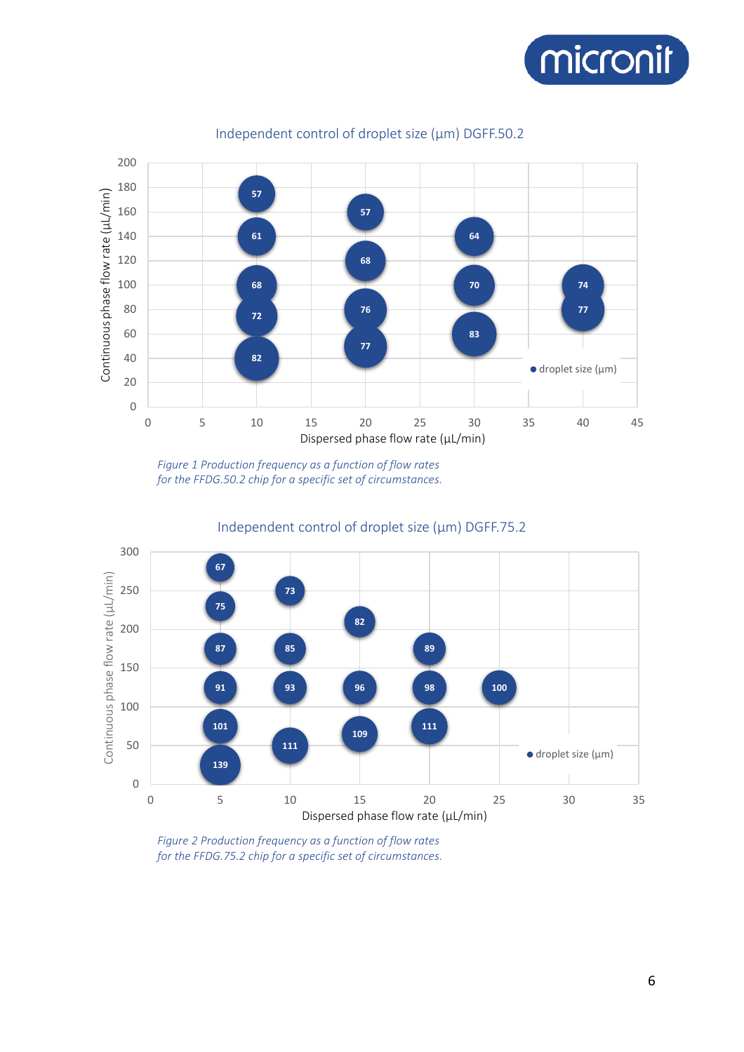## Independent control of droplet size (µm) DGFF.50.2

| Dispersed phase flow rate (µL/min) | Continuous phase flow rate (µL/min) | droplet size (µm) |
|---|---|---|
| 10 | 175 | 57 |
| 10 | 140 | 61 |
| 10 | 100 | 68 |
| 10 | 75 | 72 |
| 10 | 40 | 82 |
| 20 | 160 | 57 |
| 20 | 120 | 68 |
| 20 | 80 | 76 |
| 20 | 50 | 77 |
| 30 | 140 | 64 |
| 30 | 100 | 70 |
| 30 | 60 | 83 |
| 40 | 100 | 74 |
| 40 | 80 | 77 |

*Figure 1 Production frequency as a function of flow rates for the FFDG.50.2 chip for a specific set of circumstances.*

## Independent control of droplet size (µm) DGFF.75.2

| Dispersed phase flow rate (µL/min) | Continuous phase flow rate (µL/min) | droplet size (µm) |
|---|---|---|
| 5 | 280 | 67 |
| 5 | 230 | 75 |
| 5 | 175 | 87 |
| 5 | 125 | 91 |
| 5 | 75 | 101 |
| 5 | 25 | 139 |
| 10 | 250 | 73 |
| 10 | 175 | 85 |
| 10 | 125 | 93 |
| 10 | 50 | 111 |
| 15 | 210 | 82 |
| 15 | 125 | 96 |
| 15 | 65 | 109 |
| 20 | 175 | 89 |
| 20 | 125 | 98 |
| 20 | 75 | 111 |
| 25 | 125 | 100 |

*Figure 2 Production frequency as a function of flow rates for the FFDG.75.2 chip for a specific set of circumstances.*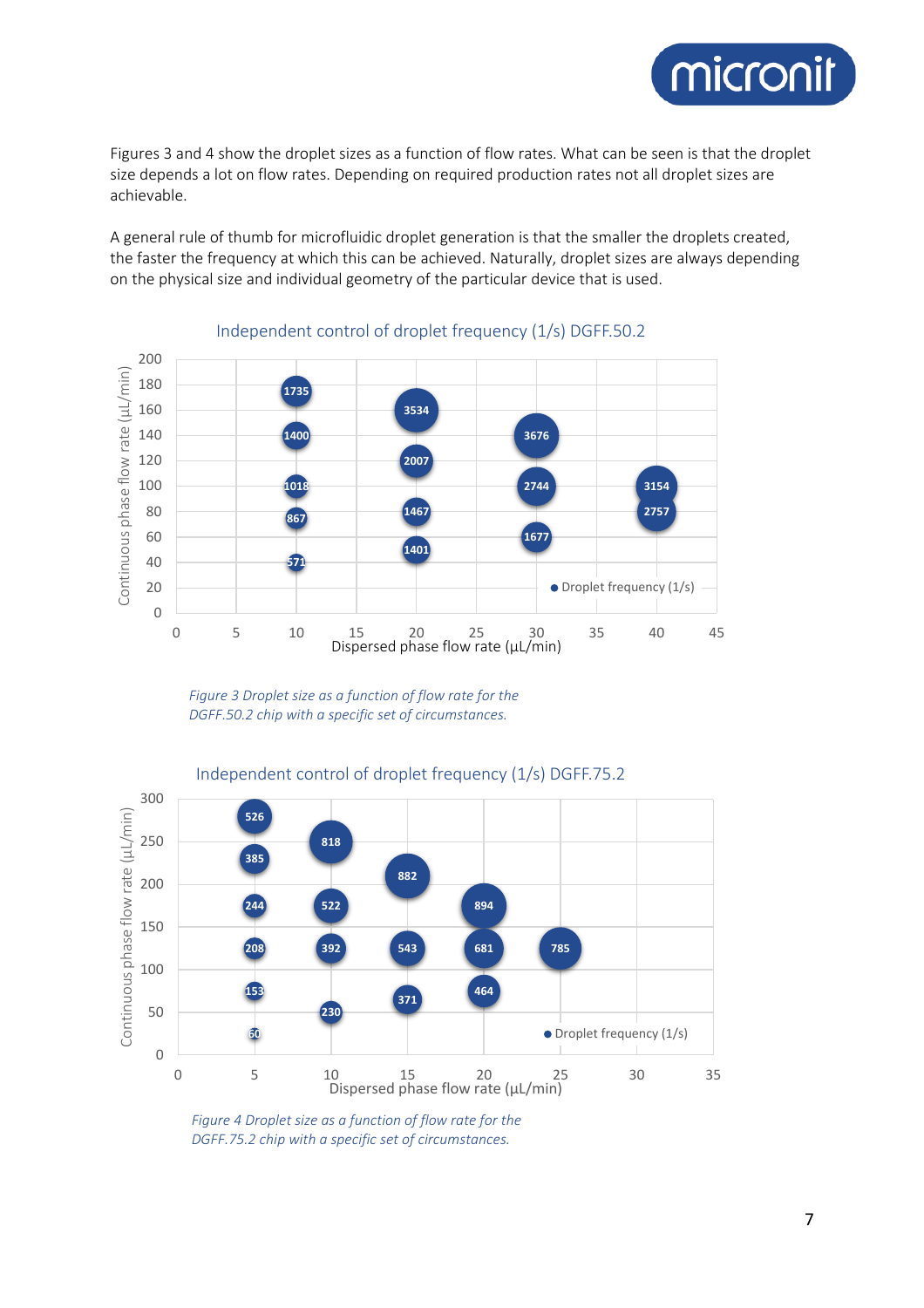Figures 3 and 4 show the droplet sizes as a function of flow rates. What can be seen is that the droplet size depends a lot on flow rates. Depending on required production rates not all droplet sizes are achievable.

A general rule of thumb for microfluidic droplet generation is that the smaller the droplets created, the faster the frequency at which this can be achieved. Naturally, droplet sizes are always depending on the physical size and individual geometry of the particular device that is used.

*Figure 3 Droplet size as a function of flow rate for the DGFF.50.2 chip with a specific set of circumstances.*

*Figure 4 Droplet size as a function of flow rate for the DGFF.75.2 chip with a specific set of circumstances.*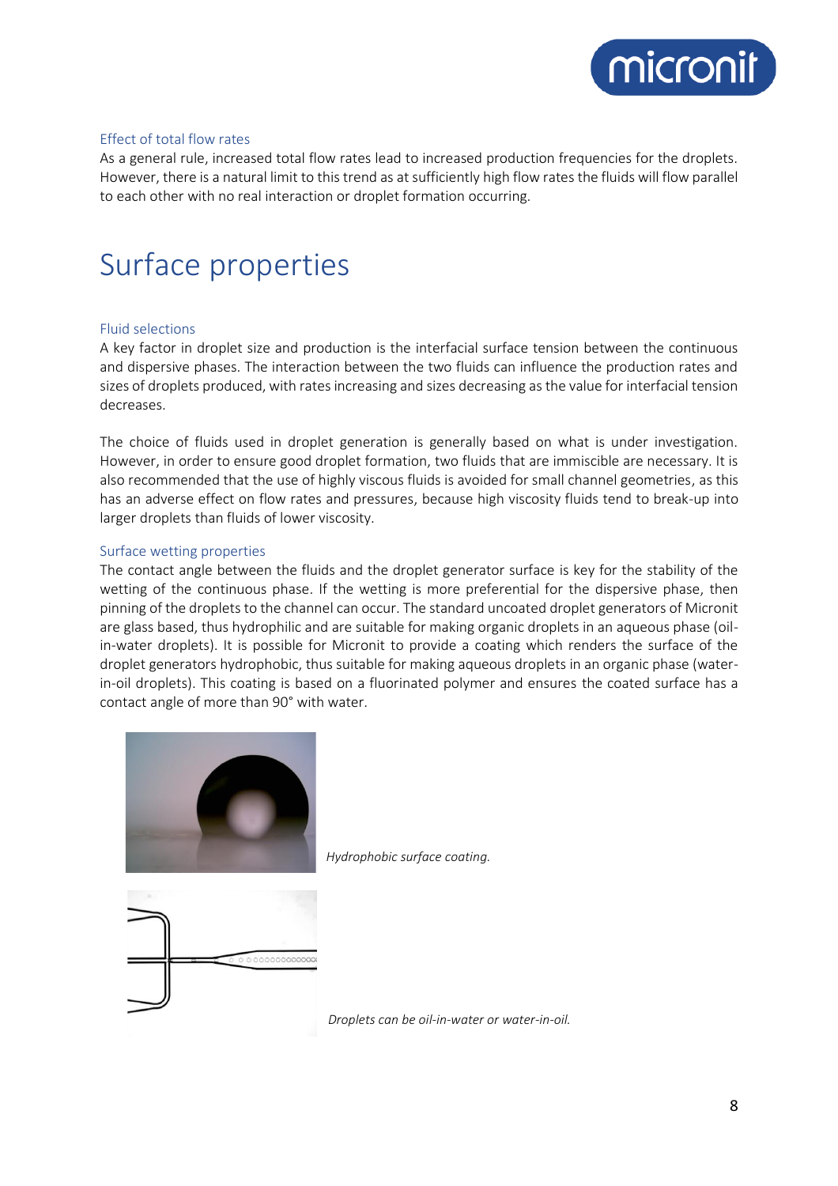### Effect of total flow rates

As a general rule, increased total flow rates lead to increased production frequencies for the droplets. However, there is a natural limit to this trend as at sufficiently high flow rates the fluids will flow parallel to each other with no real interaction or droplet formation occurring.

# Surface properties

### Fluid selections

A key factor in droplet size and production is the interfacial surface tension between the continuous and dispersive phases. The interaction between the two fluids can influence the production rates and sizes of droplets produced, with rates increasing and sizes decreasing as the value for interfacial tension decreases.

The choice of fluids used in droplet generation is generally based on what is under investigation. However, in order to ensure good droplet formation, two fluids that are immiscible are necessary. It is also recommended that the use of highly viscous fluids is avoided for small channel geometries, as this has an adverse effect on flow rates and pressures, because high viscosity fluids tend to break-up into larger droplets than fluids of lower viscosity.

### Surface wetting properties

The contact angle between the fluids and the droplet generator surface is key for the stability of the wetting of the continuous phase. If the wetting is more preferential for the dispersive phase, then pinning of the droplets to the channel can occur. The standard uncoated droplet generators of Micronit are glass based, thus hydrophilic and are suitable for making organic droplets in an aqueous phase (oil-in-water droplets). It is possible for Micronit to provide a coating which renders the surface of the droplet generators hydrophobic, thus suitable for making aqueous droplets in an organic phase (water-in-oil droplets). This coating is based on a fluorinated polymer and ensures the coated surface has a contact angle of more than 90° with water.

*Hydrophobic surface coating.*

*Droplets can be oil-in-water or water-in-oil.*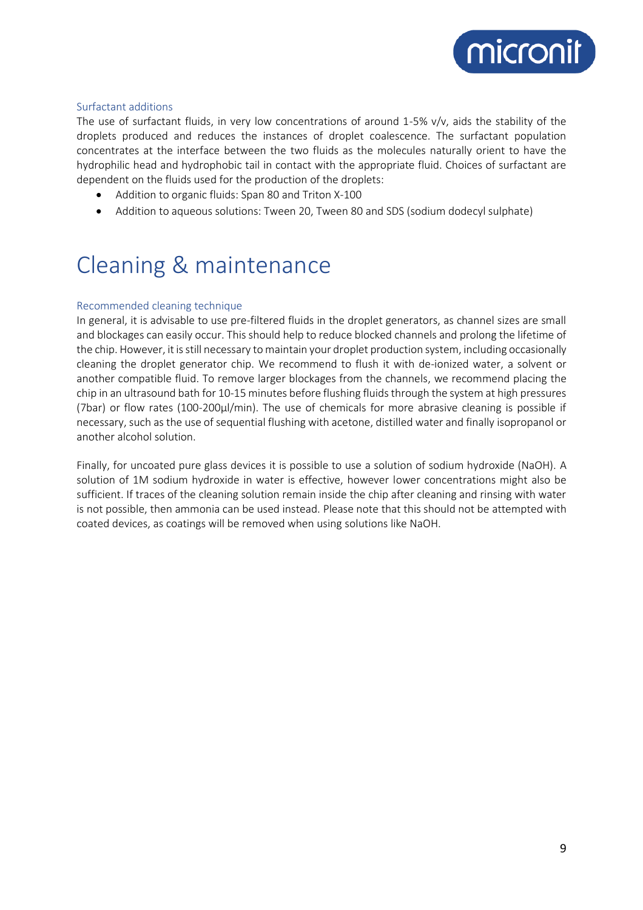### Surfactant additions

The use of surfactant fluids, in very low concentrations of around 1-5% v/v, aids the stability of the droplets produced and reduces the instances of droplet coalescence. The surfactant population concentrates at the interface between the two fluids as the molecules naturally orient to have the hydrophilic head and hydrophobic tail in contact with the appropriate fluid. Choices of surfactant are dependent on the fluids used for the production of the droplets:

- Addition to organic fluids: Span 80 and Triton X-100
- Addition to aqueous solutions: Tween 20, Tween 80 and SDS (sodium dodecyl sulphate)

# Cleaning & maintenance

### Recommended cleaning technique

In general, it is advisable to use pre-filtered fluids in the droplet generators, as channel sizes are small and blockages can easily occur. This should help to reduce blocked channels and prolong the lifetime of the chip. However, it is still necessary to maintain your droplet production system, including occasionally cleaning the droplet generator chip. We recommend to flush it with de-ionized water, a solvent or another compatible fluid. To remove larger blockages from the channels, we recommend placing the chip in an ultrasound bath for 10-15 minutes before flushing fluids through the system at high pressures (7bar) or flow rates (100-200µl/min). The use of chemicals for more abrasive cleaning is possible if necessary, such as the use of sequential flushing with acetone, distilled water and finally isopropanol or another alcohol solution.

Finally, for uncoated pure glass devices it is possible to use a solution of sodium hydroxide (NaOH). A solution of 1M sodium hydroxide in water is effective, however lower concentrations might also be sufficient. If traces of the cleaning solution remain inside the chip after cleaning and rinsing with water is not possible, then ammonia can be used instead. Please note that this should not be attempted with coated devices, as coatings will be removed when using solutions like NaOH.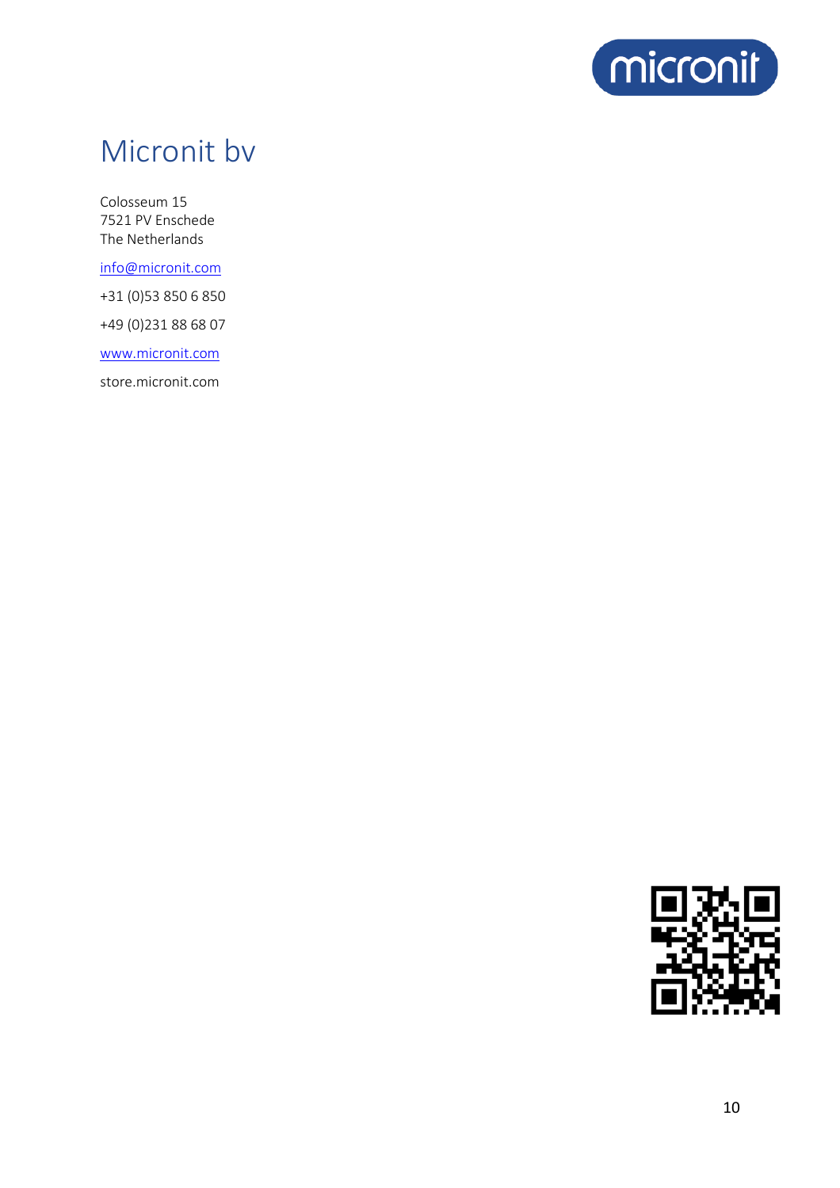# Micronit bv

Colosseum 15
7521 PV Enschede
The Netherlands

info@micronit.com

+31 (0)53 850 6 850

+49 (0)231 88 68 07

www.micronit.com

store.micronit.com